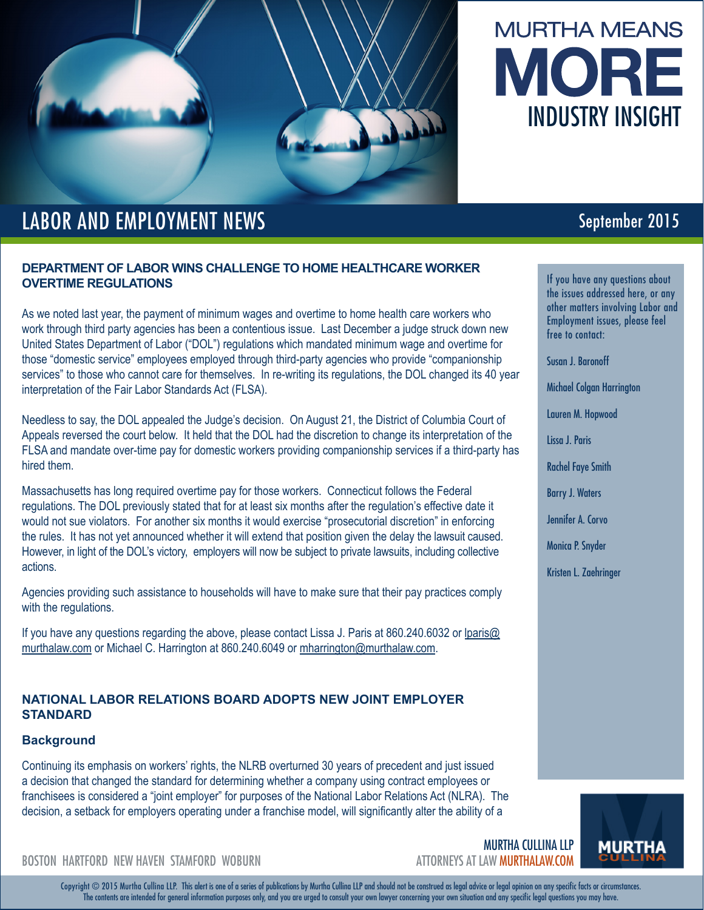# MURTHA MEANS MORE

## INDUSTRY INSIGHT

## LABOR AND EMPLOYMENT NEWS

September 2015

### DEPARTMENT OF LABOR WINS CHALLENGE TO HOME HEALTHCARE WORKER OVERTIME REGULATIONS

As we noted last year, the payment of minimum wages and overtime to home health care workers who work through third party agencies has been a contentious issue. Last December a judge struck down new United States Department of Labor ("DOL") regulations which mandated minimum wage and overtime for those "domestic service" employees employed through third-party agencies who provide "companionship services" to those who cannot care for themselves. In re-writing its regulations, the DOL changed its 40 year interpretation of the Fair Labor Standards Act (FLSA).

Needless to say, the DOL appealed the Judge's decision. On August 21, the District of Columbia Court of Appeals reversed the court below. It held that the DOL had the discretion to change its interpretation of the FLSA and mandate over-time pay for domestic workers providing companionship services if a third-party has hired them.

Massachusetts has long required overtime pay for those workers. Connecticut follows the Federal regulations. The DOL previously stated that for at least six months after the regulation's effective date it would not sue violators. For another six months it would exercise "prosecutorial discretion" in enforcing the rules. It has not yet announced whether it will extend that position given the delay the lawsuit caused. However, in light of the DOL's victory, employers will now be subject to private lawsuits, including collective actions.

Agencies providing such assistance to households will have to make sure that their pay practices comply with the regulations.

If you have any questions regarding the above, please contact Lissa J. Paris at 860.240.6032 or lparis@murthalaw.com or Michael C. Harrington at 860.240.6049 or mharrington@murthalaw.com.

### NATIONAL LABOR RELATIONS BOARD ADOPTS NEW JOINT EMPLOYER STANDARD

#### Background

Continuing its emphasis on workers' rights, the NLRB overturned 30 years of precedent and just issued a decision that changed the standard for determining whether a company using contract employees or franchisees is considered a "joint employer" for purposes of the National Labor Relations Act (NLRA). The decision, a setback for employers operating under a franchise model, will significantly alter the ability of a

If you have any questions about the issues addressed here, or any other matters involving Labor and Employment issues, please feel free to contact:

Susan J. Baronoff

Michael Colgan Harrington

Lauren M. Hopwood

Lissa J. Paris

Rachel Faye Smith

Barry J. Waters

Jennifer A. Corvo

Monica P. Snyder

Kristen L. Zaehringer

BOSTON HARTFORD NEW HAVEN STAMFORD WOBURN

MURTHA CULLINA LLP
ATTORNEYS AT LAW MURTHALAW.COM

Copyright © 2015 Murtha Cullina LLP. This alert is one of a series of publications by Murtha Cullina LLP and should not be construed as legal advice or legal opinion on any specific facts or circumstances. The contents are intended for general information purposes only, and you are urged to consult your own lawyer concerning your own situation and any specific legal questions you may have.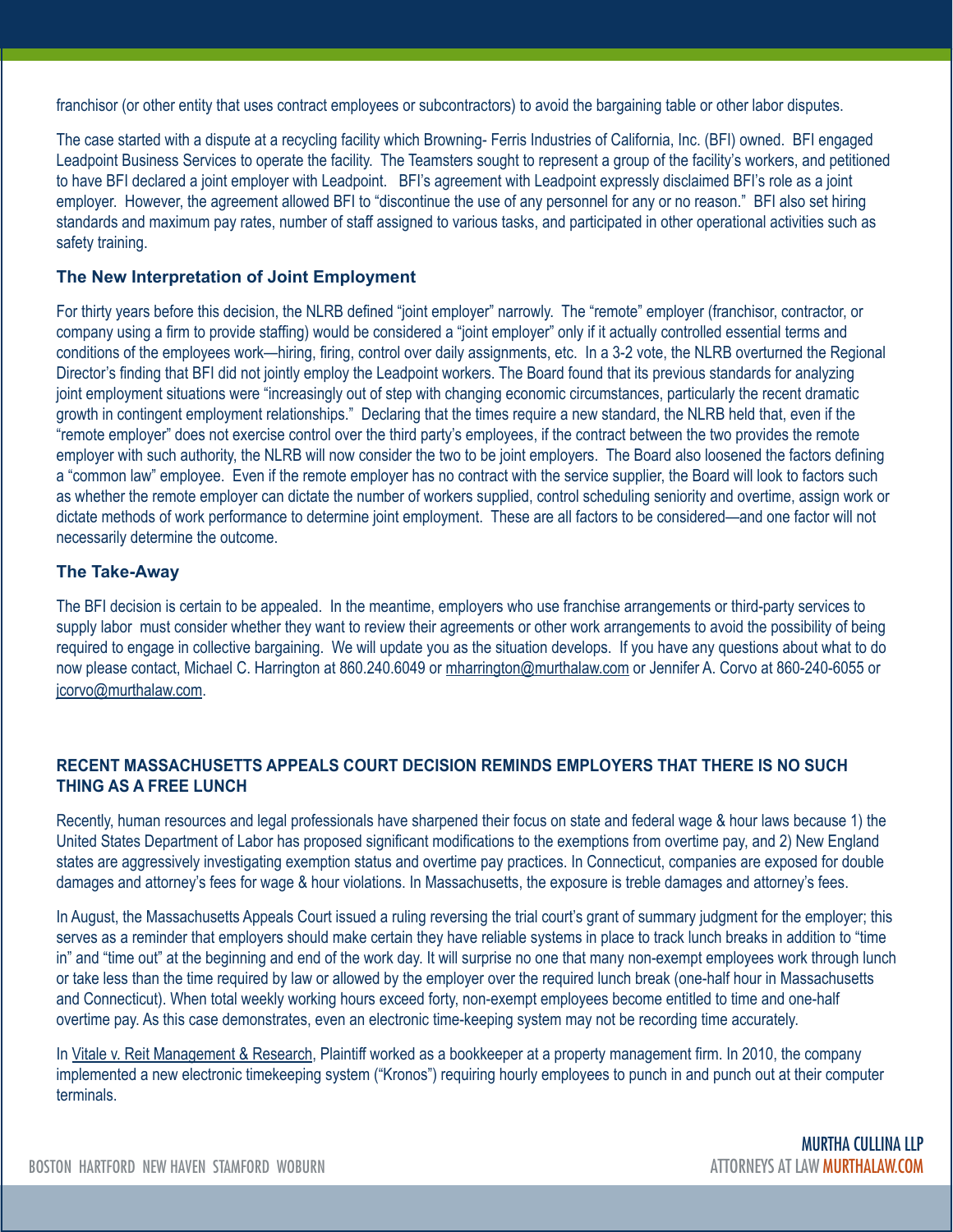franchisor (or other entity that uses contract employees or subcontractors) to avoid the bargaining table or other labor disputes.

The case started with a dispute at a recycling facility which Browning- Ferris Industries of California, Inc. (BFI) owned. BFI engaged Leadpoint Business Services to operate the facility. The Teamsters sought to represent a group of the facility's workers, and petitioned to have BFI declared a joint employer with Leadpoint. BFI's agreement with Leadpoint expressly disclaimed BFI's role as a joint employer. However, the agreement allowed BFI to "discontinue the use of any personnel for any or no reason." BFI also set hiring standards and maximum pay rates, number of staff assigned to various tasks, and participated in other operational activities such as safety training.

### The New Interpretation of Joint Employment

For thirty years before this decision, the NLRB defined "joint employer" narrowly. The "remote" employer (franchisor, contractor, or company using a firm to provide staffing) would be considered a "joint employer" only if it actually controlled essential terms and conditions of the employees work—hiring, firing, control over daily assignments, etc. In a 3-2 vote, the NLRB overturned the Regional Director's finding that BFI did not jointly employ the Leadpoint workers. The Board found that its previous standards for analyzing joint employment situations were "increasingly out of step with changing economic circumstances, particularly the recent dramatic growth in contingent employment relationships." Declaring that the times require a new standard, the NLRB held that, even if the "remote employer" does not exercise control over the third party's employees, if the contract between the two provides the remote employer with such authority, the NLRB will now consider the two to be joint employers. The Board also loosened the factors defining a "common law" employee. Even if the remote employer has no contract with the service supplier, the Board will look to factors such as whether the remote employer can dictate the number of workers supplied, control scheduling seniority and overtime, assign work or dictate methods of work performance to determine joint employment. These are all factors to be considered—and one factor will not necessarily determine the outcome.

### The Take-Away

The BFI decision is certain to be appealed. In the meantime, employers who use franchise arrangements or third-party services to supply labor must consider whether they want to review their agreements or other work arrangements to avoid the possibility of being required to engage in collective bargaining. We will update you as the situation develops. If you have any questions about what to do now please contact, Michael C. Harrington at 860.240.6049 or mharrington@murthalaw.com or Jennifer A. Corvo at 860-240-6055 or jcorvo@murthalaw.com.

## RECENT MASSACHUSETTS APPEALS COURT DECISION REMINDS EMPLOYERS THAT THERE IS NO SUCH THING AS A FREE LUNCH

Recently, human resources and legal professionals have sharpened their focus on state and federal wage & hour laws because 1) the United States Department of Labor has proposed significant modifications to the exemptions from overtime pay, and 2) New England states are aggressively investigating exemption status and overtime pay practices. In Connecticut, companies are exposed for double damages and attorney's fees for wage & hour violations. In Massachusetts, the exposure is treble damages and attorney's fees.

In August, the Massachusetts Appeals Court issued a ruling reversing the trial court's grant of summary judgment for the employer; this serves as a reminder that employers should make certain they have reliable systems in place to track lunch breaks in addition to "time in" and "time out" at the beginning and end of the work day. It will surprise no one that many non-exempt employees work through lunch or take less than the time required by law or allowed by the employer over the required lunch break (one-half hour in Massachusetts and Connecticut). When total weekly working hours exceed forty, non-exempt employees become entitled to time and one-half overtime pay. As this case demonstrates, even an electronic time-keeping system may not be recording time accurately.

In Vitale v. Reit Management & Research, Plaintiff worked as a bookkeeper at a property management firm. In 2010, the company implemented a new electronic timekeeping system ("Kronos") requiring hourly employees to punch in and punch out at their computer terminals.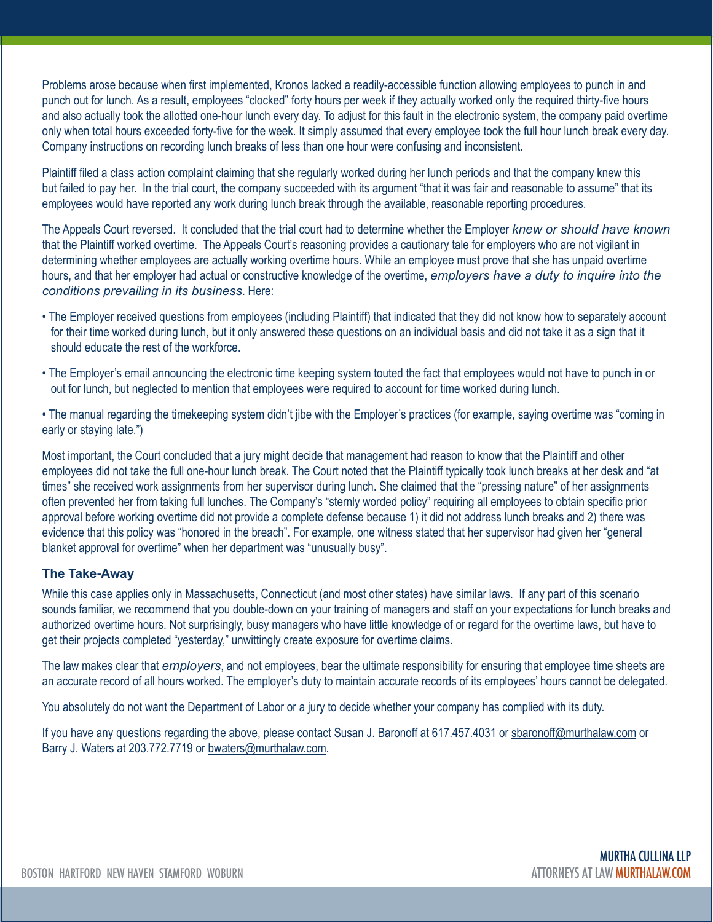Problems arose because when first implemented, Kronos lacked a readily-accessible function allowing employees to punch in and punch out for lunch. As a result, employees "clocked" forty hours per week if they actually worked only the required thirty-five hours and also actually took the allotted one-hour lunch every day. To adjust for this fault in the electronic system, the company paid overtime only when total hours exceeded forty-five for the week. It simply assumed that every employee took the full hour lunch break every day. Company instructions on recording lunch breaks of less than one hour were confusing and inconsistent.

Plaintiff filed a class action complaint claiming that she regularly worked during her lunch periods and that the company knew this but failed to pay her. In the trial court, the company succeeded with its argument "that it was fair and reasonable to assume" that its employees would have reported any work during lunch break through the available, reasonable reporting procedures.

The Appeals Court reversed. It concluded that the trial court had to determine whether the Employer *knew or should have known* that the Plaintiff worked overtime. The Appeals Court's reasoning provides a cautionary tale for employers who are not vigilant in determining whether employees are actually working overtime hours. While an employee must prove that she has unpaid overtime hours, and that her employer had actual or constructive knowledge of the overtime, *employers have a duty to inquire into the conditions prevailing in its business*. Here:

- The Employer received questions from employees (including Plaintiff) that indicated that they did not know how to separately account for their time worked during lunch, but it only answered these questions on an individual basis and did not take it as a sign that it should educate the rest of the workforce.
- The Employer's email announcing the electronic time keeping system touted the fact that employees would not have to punch in or out for lunch, but neglected to mention that employees were required to account for time worked during lunch.
- The manual regarding the timekeeping system didn't jibe with the Employer's practices (for example, saying overtime was "coming in early or staying late.")

Most important, the Court concluded that a jury might decide that management had reason to know that the Plaintiff and other employees did not take the full one-hour lunch break. The Court noted that the Plaintiff typically took lunch breaks at her desk and "at times" she received work assignments from her supervisor during lunch. She claimed that the "pressing nature" of her assignments often prevented her from taking full lunches. The Company's "sternly worded policy" requiring all employees to obtain specific prior approval before working overtime did not provide a complete defense because 1) it did not address lunch breaks and 2) there was evidence that this policy was "honored in the breach". For example, one witness stated that her supervisor had given her "general blanket approval for overtime" when her department was "unusually busy".

### The Take-Away

While this case applies only in Massachusetts, Connecticut (and most other states) have similar laws. If any part of this scenario sounds familiar, we recommend that you double-down on your training of managers and staff on your expectations for lunch breaks and authorized overtime hours. Not surprisingly, busy managers who have little knowledge of or regard for the overtime laws, but have to get their projects completed "yesterday," unwittingly create exposure for overtime claims.

The law makes clear that *employers*, and not employees, bear the ultimate responsibility for ensuring that employee time sheets are an accurate record of all hours worked. The employer's duty to maintain accurate records of its employees' hours cannot be delegated.

You absolutely do not want the Department of Labor or a jury to decide whether your company has complied with its duty.

If you have any questions regarding the above, please contact Susan J. Baronoff at 617.457.4031 or sbaronoff@murthalaw.com or Barry J. Waters at 203.772.7719 or bwaters@murthalaw.com.